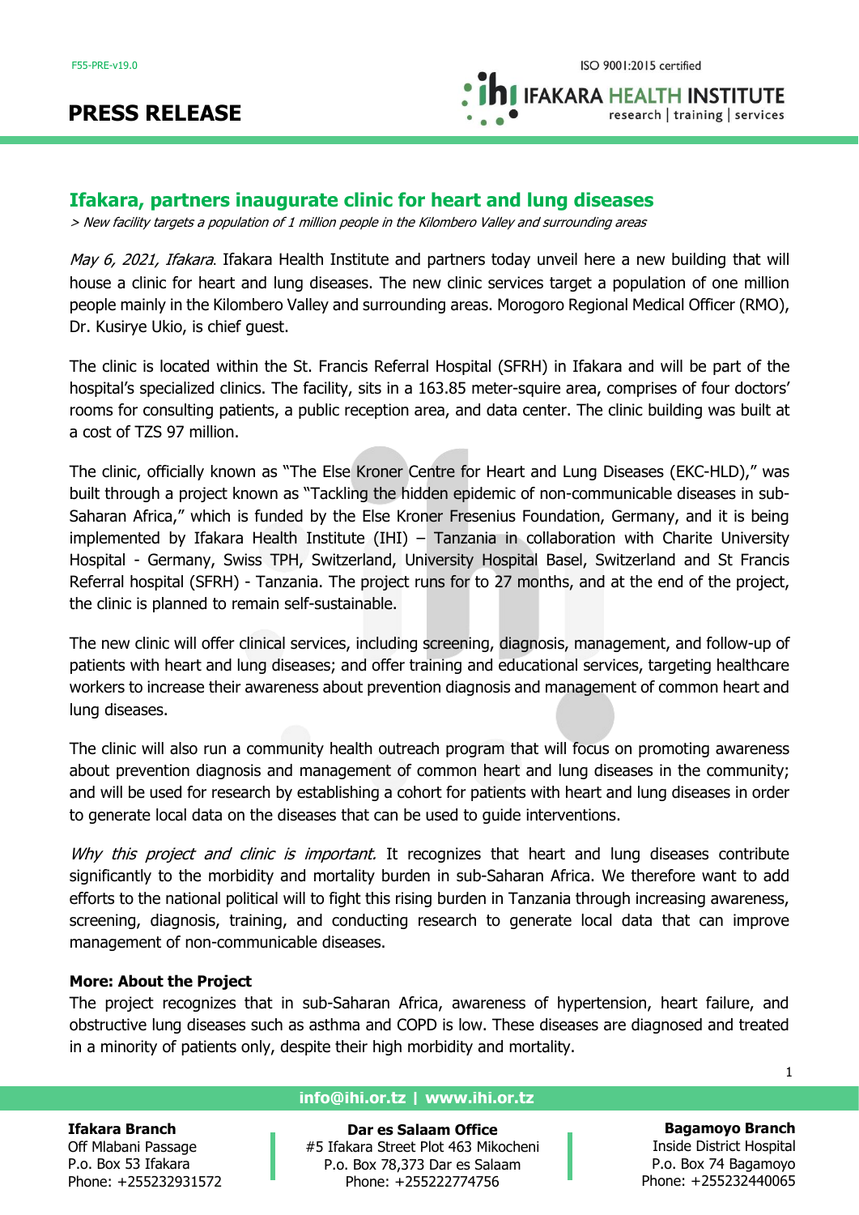# PRESS RELEASE

## Ifakara, partners inaugurate clinic for heart and lung diseases

*> New facility targets a population of 1 million people in the Kilombero Valley and surrounding areas*

*May 6, 2021, Ifakara.* Ifakara Health Institute and partners today unveil here a new building that will house a clinic for heart and lung diseases. The new clinic services target a population of one million people mainly in the Kilombero Valley and surrounding areas. Morogoro Regional Medical Officer (RMO), Dr. Kusirye Ukio, is chief guest.

The clinic is located within the St. Francis Referral Hospital (SFRH) in Ifakara and will be part of the hospital's specialized clinics. The facility, sits in a 163.85 meter-squire area, comprises of four doctors' rooms for consulting patients, a public reception area, and data center. The clinic building was built at a cost of TZS 97 million.

The clinic, officially known as "The Else Kroner Centre for Heart and Lung Diseases (EKC-HLD)," was built through a project known as "Tackling the hidden epidemic of non-communicable diseases in sub-Saharan Africa," which is funded by the Else Kroner Fresenius Foundation, Germany, and it is being implemented by Ifakara Health Institute (IHI) – Tanzania in collaboration with Charite University Hospital - Germany, Swiss TPH, Switzerland, University Hospital Basel, Switzerland and St Francis Referral hospital (SFRH) - Tanzania. The project runs for to 27 months, and at the end of the project, the clinic is planned to remain self-sustainable.

The new clinic will offer clinical services, including screening, diagnosis, management, and follow-up of patients with heart and lung diseases; and offer training and educational services, targeting healthcare workers to increase their awareness about prevention diagnosis and management of common heart and lung diseases.

The clinic will also run a community health outreach program that will focus on promoting awareness about prevention diagnosis and management of common heart and lung diseases in the community; and will be used for research by establishing a cohort for patients with heart and lung diseases in order to generate local data on the diseases that can be used to guide interventions.

*Why this project and clinic is important.* It recognizes that heart and lung diseases contribute significantly to the morbidity and mortality burden in sub-Saharan Africa. We therefore want to add efforts to the national political will to fight this rising burden in Tanzania through increasing awareness, screening, diagnosis, training, and conducting research to generate local data that can improve management of non-communicable diseases.

**More: About the Project**

The project recognizes that in sub-Saharan Africa, awareness of hypertension, heart failure, and obstructive lung diseases such as asthma and COPD is low. These diseases are diagnosed and treated in a minority of patients only, despite their high morbidity and mortality.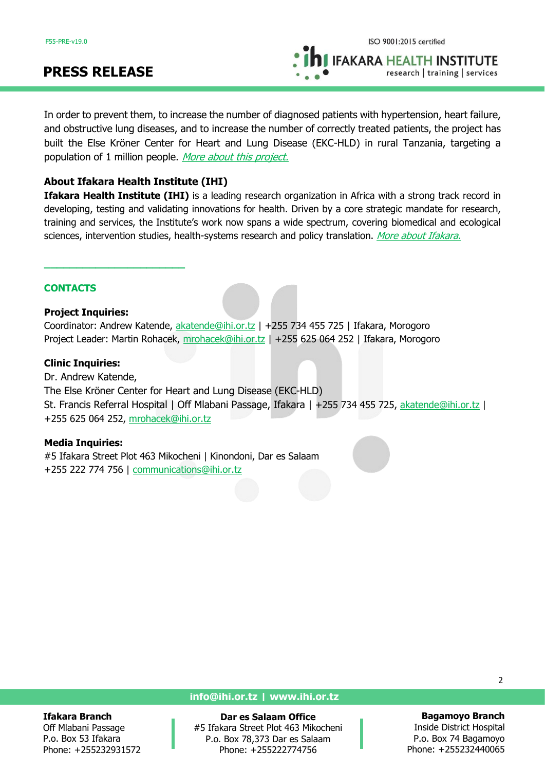In order to prevent them, to increase the number of diagnosed patients with hypertension, heart failure, and obstructive lung diseases, and to increase the number of correctly treated patients, the project has built the Else Kröner Center for Heart and Lung Disease (EKC-HLD) in rural Tanzania, targeting a population of 1 million people. *More about this project.*

### About Ifakara Health Institute (IHI)

**Ifakara Health Institute (IHI)** is a leading research organization in Africa with a strong track record in developing, testing and validating innovations for health. Driven by a core strategic mandate for research, training and services, the Institute's work now spans a wide spectrum, covering biomedical and ecological sciences, intervention studies, health-systems research and policy translation. *More about Ifakara.*

---

## CONTACTS

**Project Inquiries:**
Coordinator: Andrew Katende, akatende@ihi.or.tz | +255 734 455 725 | Ifakara, Morogoro
Project Leader: Martin Rohacek, mrohacek@ihi.or.tz | +255 625 064 252 | Ifakara, Morogoro

**Clinic Inquiries:**
Dr. Andrew Katende,
The Else Kröner Center for Heart and Lung Disease (EKC-HLD)
St. Francis Referral Hospital | Off Mlabani Passage, Ifakara | +255 734 455 725, akatende@ihi.or.tz | +255 625 064 252, mrohacek@ihi.or.tz

**Media Inquiries:**
#5 Ifakara Street Plot 463 Mikocheni | Kinondoni, Dar es Salaam
+255 222 774 756 | communications@ihi.or.tz